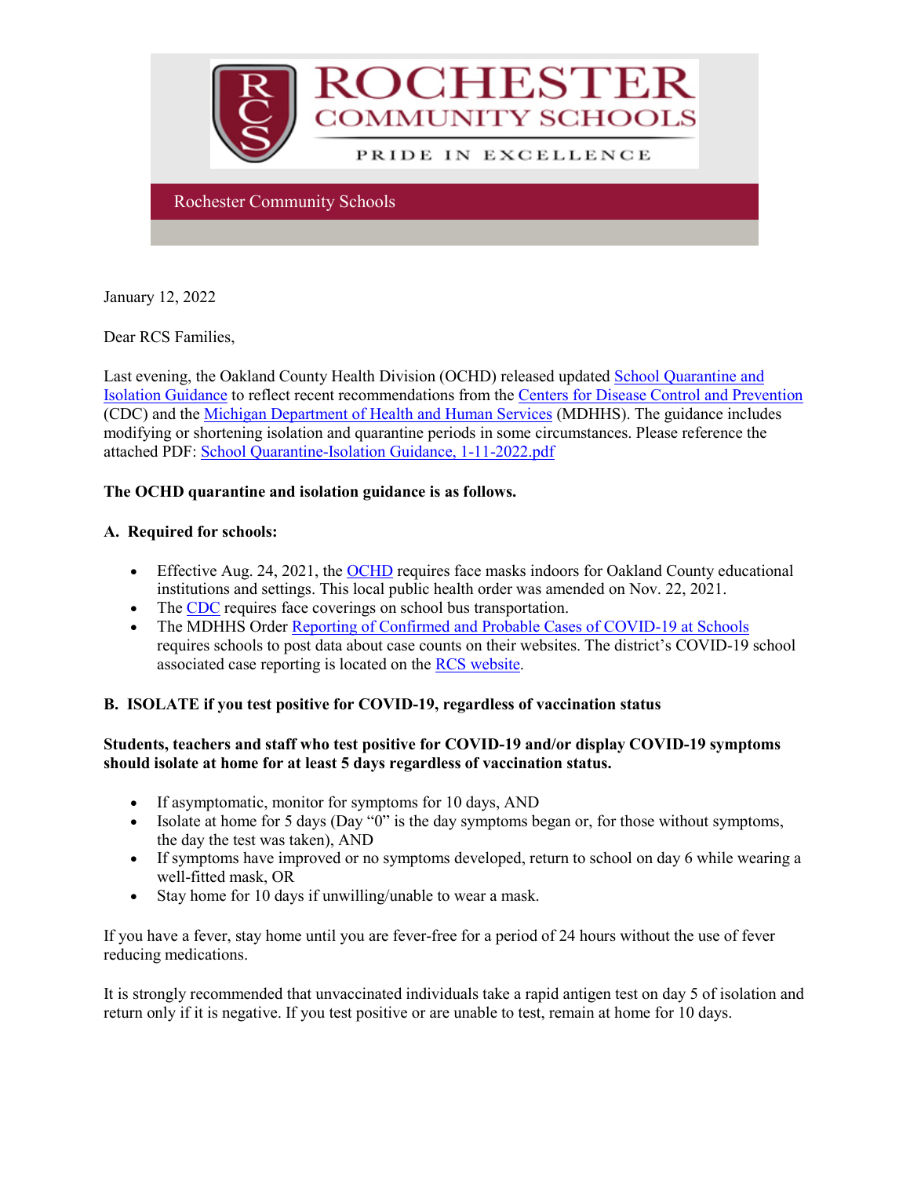# ROCHESTER COMMUNITY SCHOOLS

PRIDE IN EXCELLENCE

Rochester Community Schools

January 12, 2022

Dear RCS Families,

Last evening, the Oakland County Health Division (OCHD) released updated School Quarantine and Isolation Guidance to reflect recent recommendations from the Centers for Disease Control and Prevention (CDC) and the Michigan Department of Health and Human Services (MDHHS). The guidance includes modifying or shortening isolation and quarantine periods in some circumstances. Please reference the attached PDF: School Quarantine-Isolation Guidance, 1-11-2022.pdf

**The OCHD quarantine and isolation guidance is as follows.**

**A. Required for schools:**

- Effective Aug. 24, 2021, the OCHD requires face masks indoors for Oakland County educational institutions and settings. This local public health order was amended on Nov. 22, 2021.
- The CDC requires face coverings on school bus transportation.
- The MDHHS Order Reporting of Confirmed and Probable Cases of COVID-19 at Schools requires schools to post data about case counts on their websites. The district's COVID-19 school associated case reporting is located on the RCS website.

**B. ISOLATE if you test positive for COVID-19, regardless of vaccination status**

**Students, teachers and staff who test positive for COVID-19 and/or display COVID-19 symptoms should isolate at home for at least 5 days regardless of vaccination status.**

- If asymptomatic, monitor for symptoms for 10 days, AND
- Isolate at home for 5 days (Day "0" is the day symptoms began or, for those without symptoms, the day the test was taken), AND
- If symptoms have improved or no symptoms developed, return to school on day 6 while wearing a well-fitted mask, OR
- Stay home for 10 days if unwilling/unable to wear a mask.

If you have a fever, stay home until you are fever-free for a period of 24 hours without the use of fever reducing medications.

It is strongly recommended that unvaccinated individuals take a rapid antigen test on day 5 of isolation and return only if it is negative. If you test positive or are unable to test, remain at home for 10 days.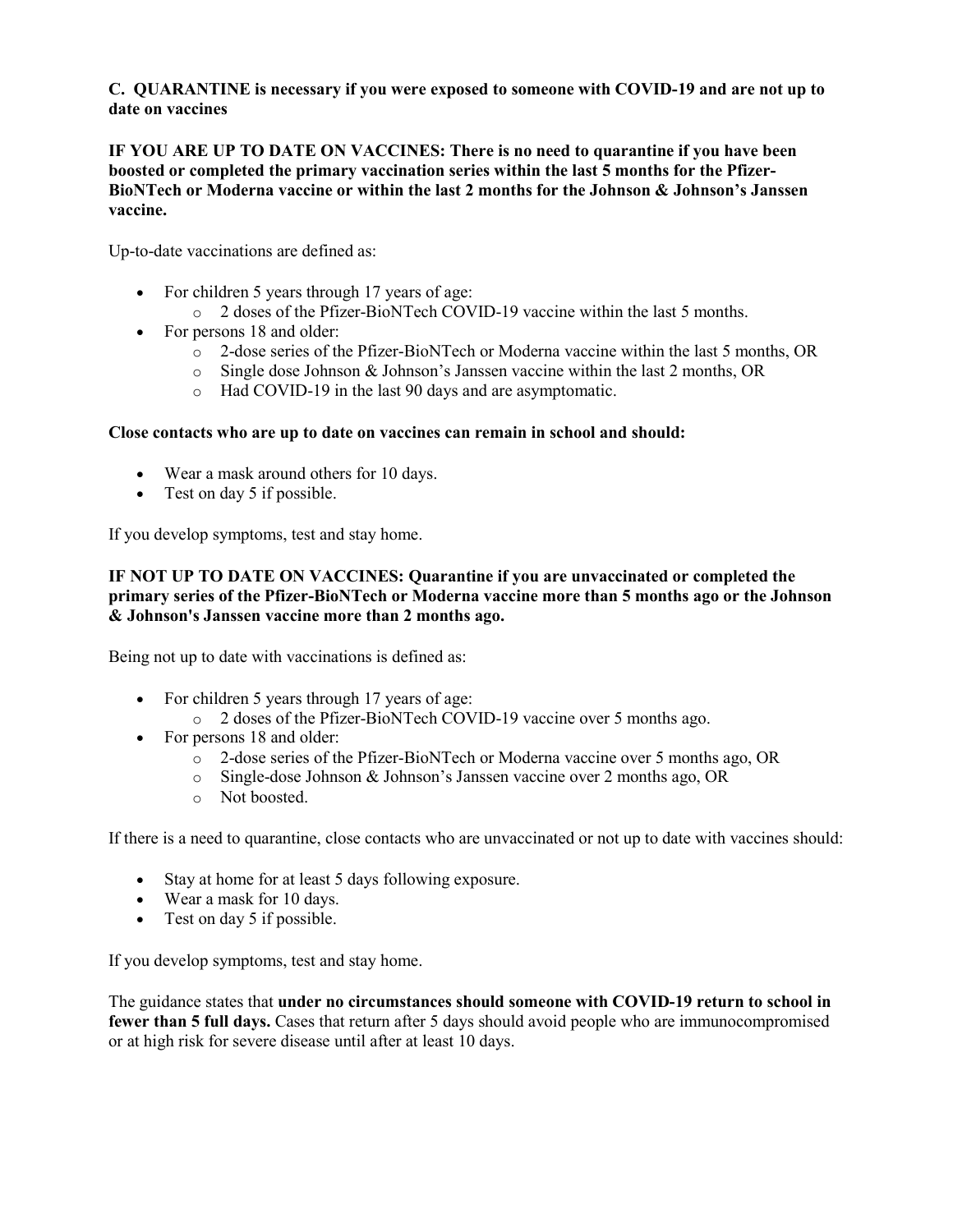**C. QUARANTINE is necessary if you were exposed to someone with COVID-19 and are not up to date on vaccines**

**IF YOU ARE UP TO DATE ON VACCINES: There is no need to quarantine if you have been boosted or completed the primary vaccination series within the last 5 months for the Pfizer-BioNTech or Moderna vaccine or within the last 2 months for the Johnson & Johnson's Janssen vaccine.**

Up-to-date vaccinations are defined as:

- For children 5 years through 17 years of age:
    - 2 doses of the Pfizer-BioNTech COVID-19 vaccine within the last 5 months.
- For persons 18 and older:
    - 2-dose series of the Pfizer-BioNTech or Moderna vaccine within the last 5 months, OR
    - Single dose Johnson & Johnson's Janssen vaccine within the last 2 months, OR
    - Had COVID-19 in the last 90 days and are asymptomatic.

**Close contacts who are up to date on vaccines can remain in school and should:**

- Wear a mask around others for 10 days.
- Test on day 5 if possible.

If you develop symptoms, test and stay home.

**IF NOT UP TO DATE ON VACCINES: Quarantine if you are unvaccinated or completed the primary series of the Pfizer-BioNTech or Moderna vaccine more than 5 months ago or the Johnson & Johnson's Janssen vaccine more than 2 months ago.**

Being not up to date with vaccinations is defined as:

- For children 5 years through 17 years of age:
    - 2 doses of the Pfizer-BioNTech COVID-19 vaccine over 5 months ago.
- For persons 18 and older:
    - 2-dose series of the Pfizer-BioNTech or Moderna vaccine over 5 months ago, OR
    - Single-dose Johnson & Johnson's Janssen vaccine over 2 months ago, OR
    - Not boosted.

If there is a need to quarantine, close contacts who are unvaccinated or not up to date with vaccines should:

- Stay at home for at least 5 days following exposure.
- Wear a mask for 10 days.
- Test on day 5 if possible.

If you develop symptoms, test and stay home.

The guidance states that **under no circumstances should someone with COVID-19 return to school in fewer than 5 full days.** Cases that return after 5 days should avoid people who are immunocompromised or at high risk for severe disease until after at least 10 days.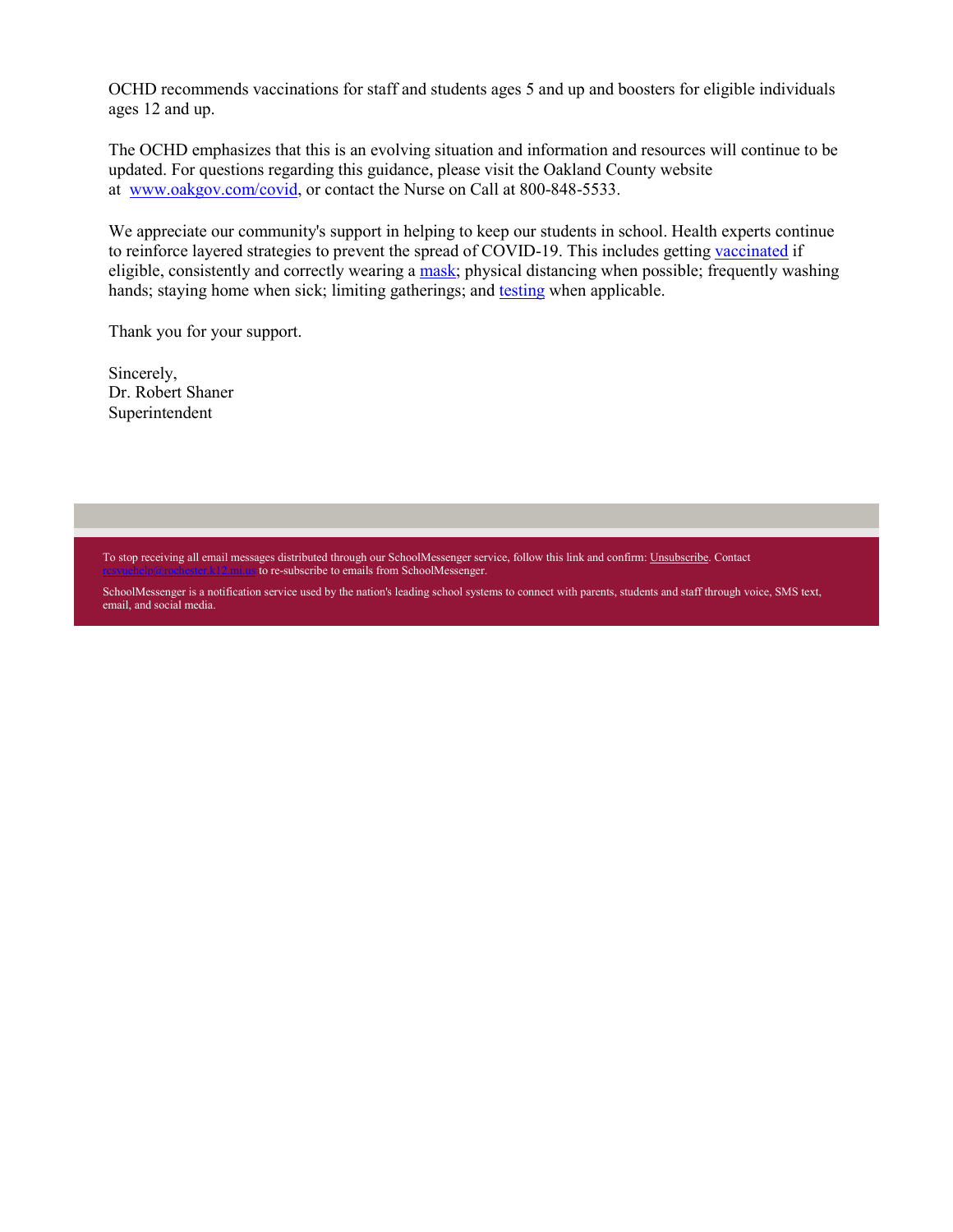OCHD recommends vaccinations for staff and students ages 5 and up and boosters for eligible individuals ages 12 and up.

The OCHD emphasizes that this is an evolving situation and information and resources will continue to be updated. For questions regarding this guidance, please visit the Oakland County website at [www.oakgov.com/covid](www.oakgov.com/covid), or contact the Nurse on Call at 800-848-5533.

We appreciate our community's support in helping to keep our students in school. Health experts continue to reinforce layered strategies to prevent the spread of COVID-19. This includes getting vaccinated if eligible, consistently and correctly wearing a mask; physical distancing when possible; frequently washing hands; staying home when sick; limiting gatherings; and testing when applicable.

Thank you for your support.

Sincerely,
Dr. Robert Shaner
Superintendent

To stop receiving all email messages distributed through our SchoolMessenger service, follow this link and confirm: Unsubscribe. Contact rcsvuehelp@rochester.k12.mi.us to re-subscribe to emails from SchoolMessenger.

SchoolMessenger is a notification service used by the nation's leading school systems to connect with parents, students and staff through voice, SMS text, email, and social media.